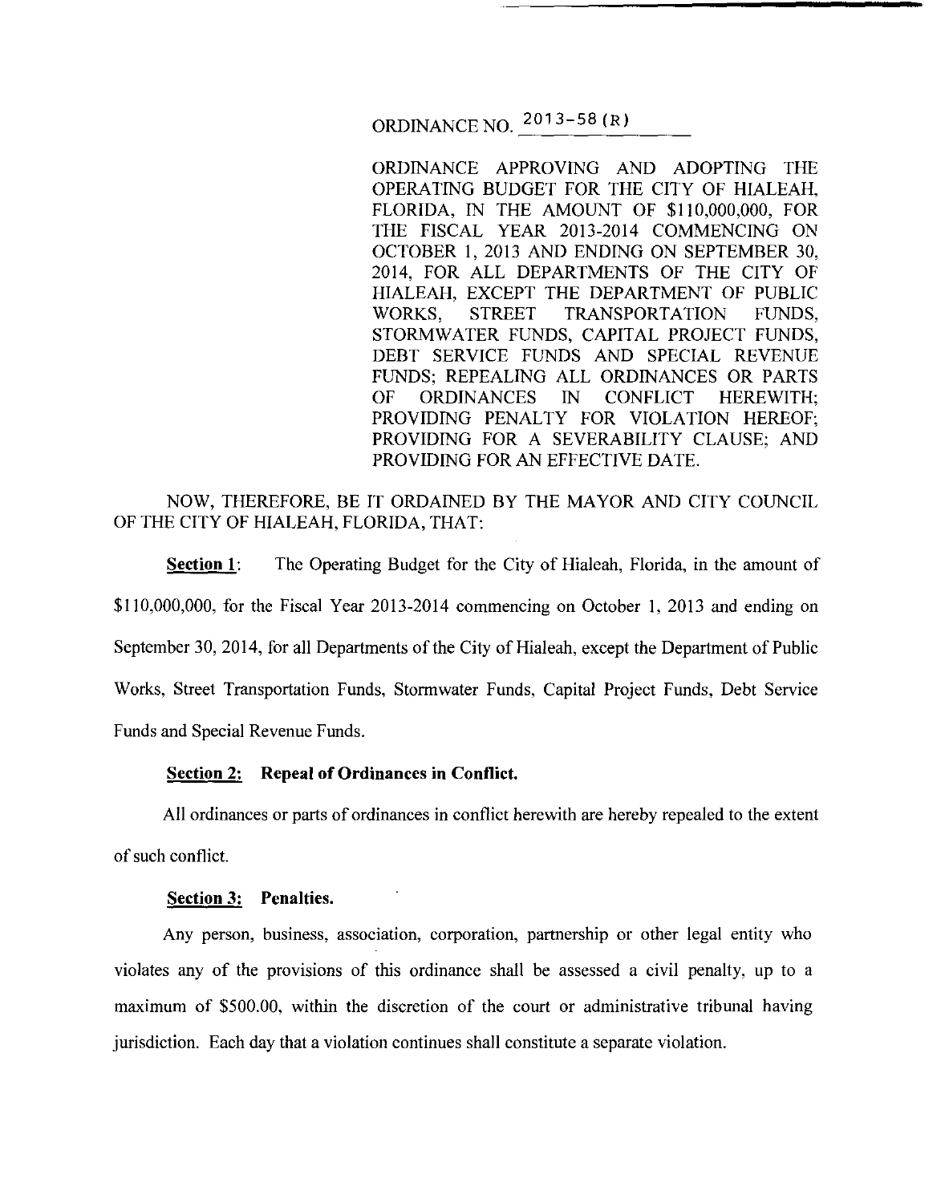ORDINANCE NO. 2013-58 (R)

ORDINANCE APPROVING AND ADOPTING THE OPERATING BUDGET FOR THE CITY OF HIALEAH, FLORIDA, IN THE AMOUNT OF $110,000,000, FOR THE FISCAL YEAR 2013-2014 COMMENCING ON OCTOBER 1, 2013 AND ENDING ON SEPTEMBER 30, 2014, FOR ALL DEPARTMENTS OF THE CITY OF HIALEAH, EXCEPT THE DEPARTMENT OF PUBLIC WORKS, STREET TRANSPORTATION FUNDS, STORMWATER FUNDS, CAPITAL PROJECT FUNDS, DEBT SERVICE FUNDS AND SPECIAL REVENUE FUNDS; REPEALING ALL ORDINANCES OR PARTS OF ORDINANCES IN CONFLICT HEREWITH; PROVIDING PENALTY FOR VIOLATION HEREOF; PROVIDING FOR A SEVERABILITY CLAUSE; AND PROVIDING FOR AN EFFECTIVE DATE.

NOW, THEREFORE, BE IT ORDAINED BY THE MAYOR AND CITY COUNCIL OF THE CITY OF HIALEAH, FLORIDA, THAT:

**Section 1**: The Operating Budget for the City of Hialeah, Florida, in the amount of $110,000,000, for the Fiscal Year 2013-2014 commencing on October 1, 2013 and ending on September 30, 2014, for all Departments of the City of Hialeah, except the Department of Public Works, Street Transportation Funds, Stormwater Funds, Capital Project Funds, Debt Service Funds and Special Revenue Funds.

**Section 2: Repeal of Ordinances in Conflict.**

All ordinances or parts of ordinances in conflict herewith are hereby repealed to the extent of such conflict.

**Section 3: Penalties.**

Any person, business, association, corporation, partnership or other legal entity who violates any of the provisions of this ordinance shall be assessed a civil penalty, up to a maximum of $500.00, within the discretion of the court or administrative tribunal having jurisdiction. Each day that a violation continues shall constitute a separate violation.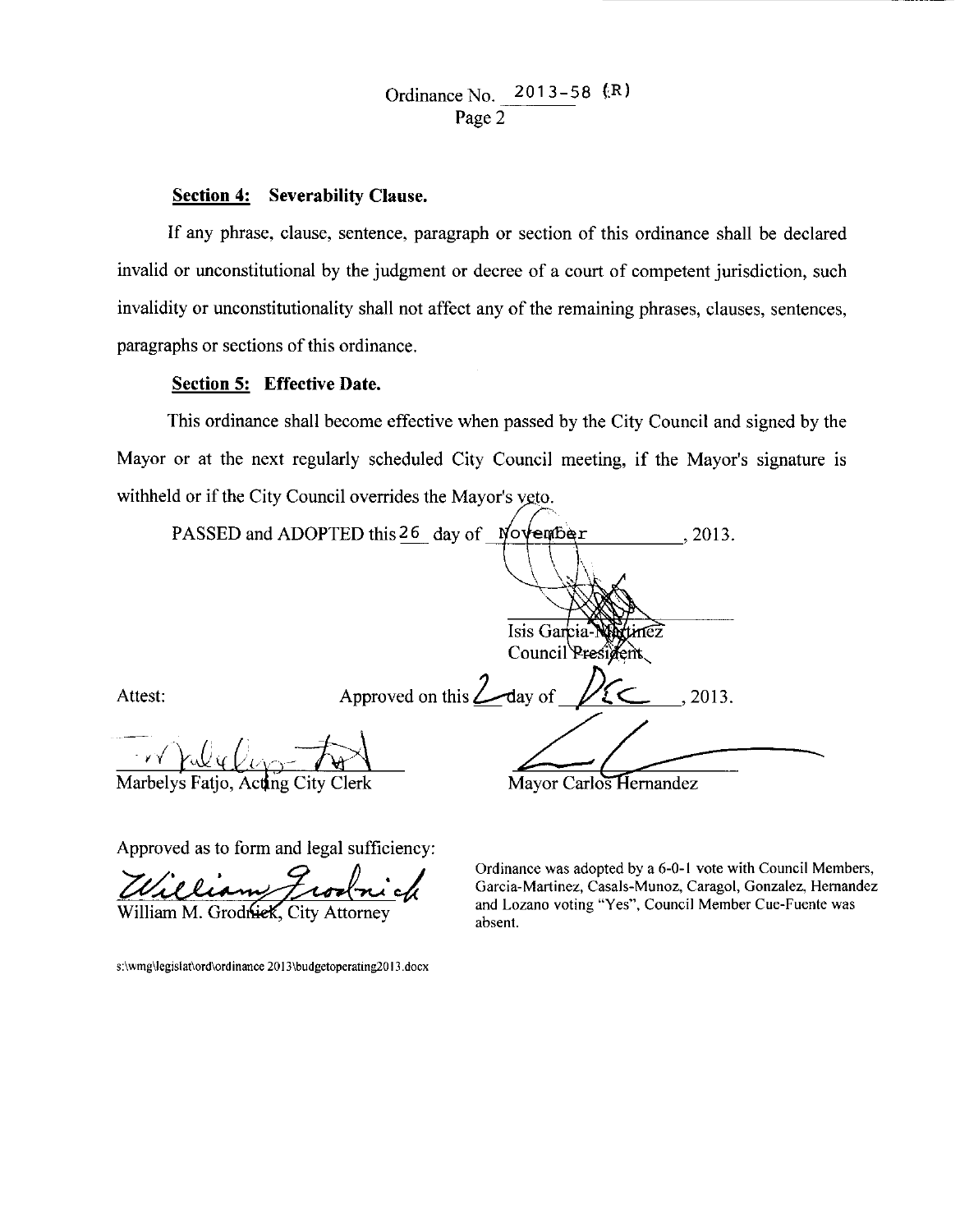Ordinance No. 2013-58 (R)
Page 2

**Section 4: Severability Clause.**

If any phrase, clause, sentence, paragraph or section of this ordinance shall be declared invalid or unconstitutional by the judgment or decree of a court of competent jurisdiction, such invalidity or unconstitutionality shall not affect any of the remaining phrases, clauses, sentences, paragraphs or sections of this ordinance.

**Section 5: Effective Date.**

This ordinance shall become effective when passed by the City Council and signed by the Mayor or at the next regularly scheduled City Council meeting, if the Mayor's signature is withheld or if the City Council overrides the Mayor's veto.

PASSED and ADOPTED this 26 day of November, 2013.

Isis Garcia-Martinez
Council President

Attest:

Approved on this 2 day of DEC, 2013.

Marbelys Fatjo, Acting City Clerk

Mayor Carlos Hernandez

Approved as to form and legal sufficiency:

William M. Grodnick, City Attorney

Ordinance was adopted by a 6-0-1 vote with Council Members, Garcia-Martinez, Casals-Munoz, Caragol, Gonzalez, Hernandez and Lozano voting "Yes", Council Member Cue-Fuente was absent.

s:\wmg\legislat\ord\ordinance 2013\budgetoperating2013.docx